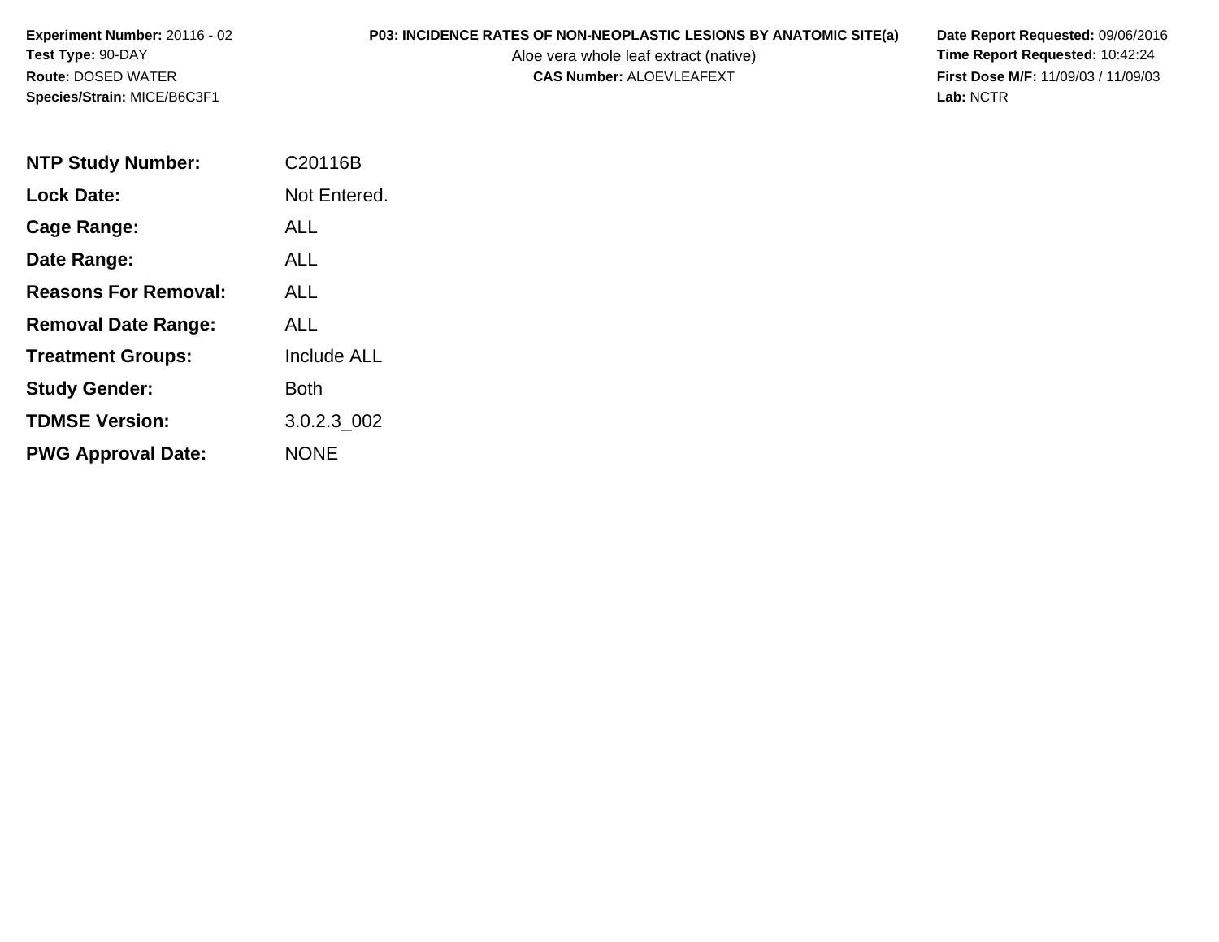**Experiment Number:** 20116 - 02
**Test Type:** 90-DAY
**Route:** DOSED WATER
**Species/Strain:** MICE/B6C3F1

**P03: INCIDENCE RATES OF NON-NEOPLASTIC LESIONS BY ANATOMIC SITE(a)**
Aloe vera whole leaf extract (native)
**CAS Number:** ALOEVLEAFEXT

**Date Report Requested:** 09/06/2016
**Time Report Requested:** 10:42:24
**First Dose M/F:** 11/09/03 / 11/09/03
**Lab:** NCTR

| | |
|---|---|
| **NTP Study Number:** | C20116B |
| **Lock Date:** | Not Entered. |
| **Cage Range:** | ALL |
| **Date Range:** | ALL |
| **Reasons For Removal:** | ALL |
| **Removal Date Range:** | ALL |
| **Treatment Groups:** | Include ALL |
| **Study Gender:** | Both |
| **TDMSE Version:** | 3.0.2.3_002 |
| **PWG Approval Date:** | NONE |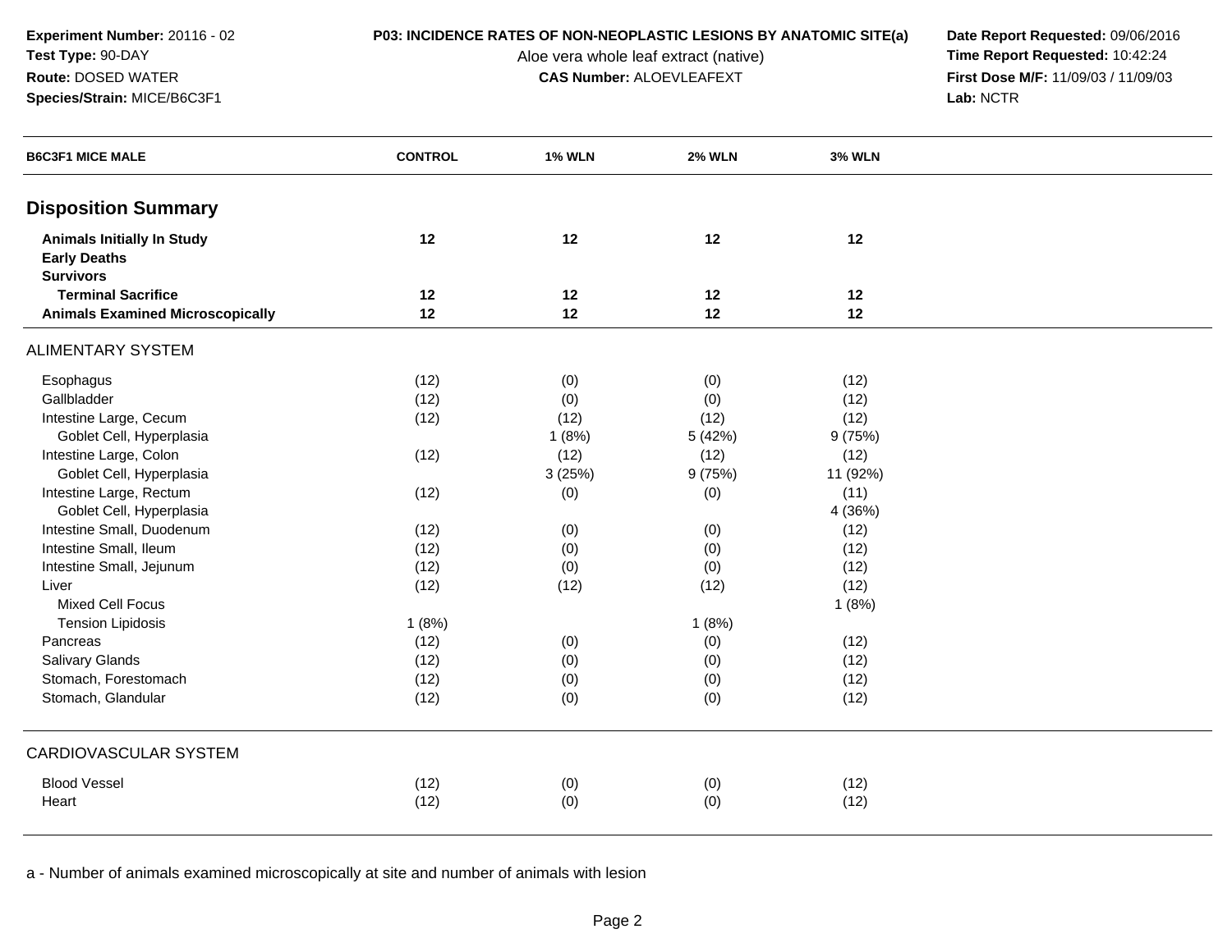**Experiment Number:** 20116 - 02
**Test Type:** 90-DAY
**Route:** DOSED WATER
**Species/Strain:** MICE/B6C3F1

**P03: INCIDENCE RATES OF NON-NEOPLASTIC LESIONS BY ANATOMIC SITE(a)**
Aloe vera whole leaf extract (native)
**CAS Number:** ALOEVLEAFEXT

**Date Report Requested:** 09/06/2016
**Time Report Requested:** 10:42:24
**First Dose M/F:** 11/09/03 / 11/09/03
**Lab:** NCTR

| B6C3F1 MICE MALE | CONTROL | 1% WLN | 2% WLN | 3% WLN |
|---|---|---|---|---|
| **Disposition Summary** | | | | |
| **Animals Initially In Study** | **12** | **12** | **12** | **12** |
| **Early Deaths** | | | | |
| **Survivors** | | | | |
| **Terminal Sacrifice** | **12** | **12** | **12** | **12** |
| **Animals Examined Microscopically** | **12** | **12** | **12** | **12** |
| ALIMENTARY SYSTEM | | | | |
| Esophagus | (12) | (0) | (0) | (12) |
| Gallbladder | (12) | (0) | (0) | (12) |
| Intestine Large, Cecum | (12) | (12) | (12) | (12) |
| Goblet Cell, Hyperplasia | | 1 (8%) | 5 (42%) | 9 (75%) |
| Intestine Large, Colon | (12) | (12) | (12) | (12) |
| Goblet Cell, Hyperplasia | | 3 (25%) | 9 (75%) | 11 (92%) |
| Intestine Large, Rectum | (12) | (0) | (0) | (11) |
| Goblet Cell, Hyperplasia | | | | 4 (36%) |
| Intestine Small, Duodenum | (12) | (0) | (0) | (12) |
| Intestine Small, Ileum | (12) | (0) | (0) | (12) |
| Intestine Small, Jejunum | (12) | (0) | (0) | (12) |
| Liver | (12) | (12) | (12) | (12) |
| Mixed Cell Focus | | | | 1 (8%) |
| Tension Lipidosis | 1 (8%) | | 1 (8%) | |
| Pancreas | (12) | (0) | (0) | (12) |
| Salivary Glands | (12) | (0) | (0) | (12) |
| Stomach, Forestomach | (12) | (0) | (0) | (12) |
| Stomach, Glandular | (12) | (0) | (0) | (12) |
| CARDIOVASCULAR SYSTEM | | | | |
| Blood Vessel | (12) | (0) | (0) | (12) |
| Heart | (12) | (0) | (0) | (12) |

a - Number of animals examined microscopically at site and number of animals with lesion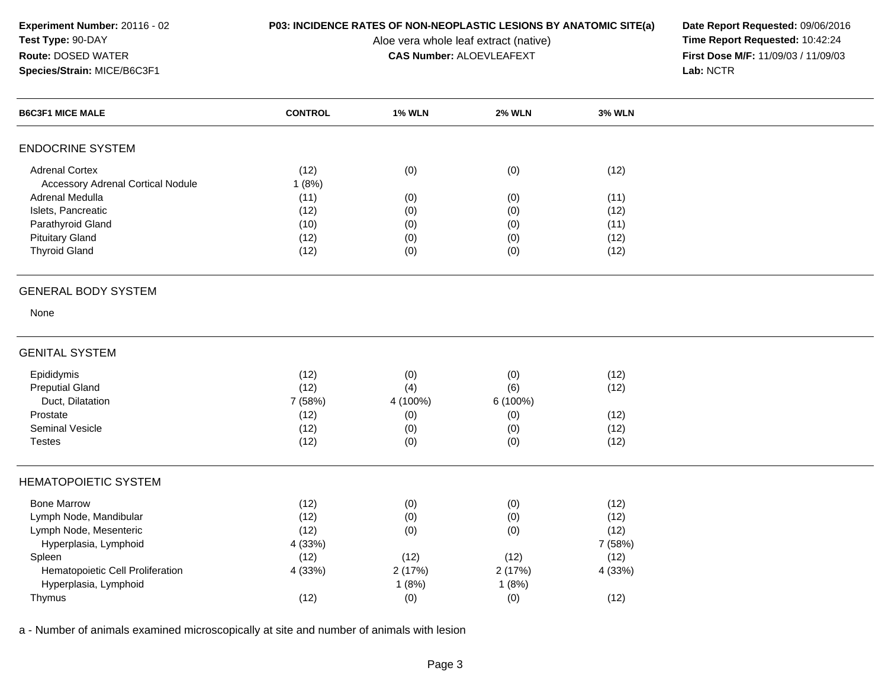**Experiment Number:** 20116 - 02
**Test Type:** 90-DAY
**Route:** DOSED WATER
**Species/Strain:** MICE/B6C3F1

**P03: INCIDENCE RATES OF NON-NEOPLASTIC LESIONS BY ANATOMIC SITE(a)**
Aloe vera whole leaf extract (native)
**CAS Number:** ALOEVLEAFEXT

**Date Report Requested:** 09/06/2016
**Time Report Requested:** 10:42:24
**First Dose M/F:** 11/09/03 / 11/09/03
**Lab:** NCTR

| B6C3F1 MICE MALE | CONTROL | 1% WLN | 2% WLN | 3% WLN |
|---|---|---|---|---|
| **ENDOCRINE SYSTEM** | | | | |
| Adrenal Cortex | (12) | (0) | (0) | (12) |
| Accessory Adrenal Cortical Nodule | 1 (8%) | | | |
| Adrenal Medulla | (11) | (0) | (0) | (11) |
| Islets, Pancreatic | (12) | (0) | (0) | (12) |
| Parathyroid Gland | (10) | (0) | (0) | (11) |
| Pituitary Gland | (12) | (0) | (0) | (12) |
| Thyroid Gland | (12) | (0) | (0) | (12) |
| **GENERAL BODY SYSTEM** | | | | |
| None | | | | |
| **GENITAL SYSTEM** | | | | |
| Epididymis | (12) | (0) | (0) | (12) |
| Preputial Gland | (12) | (4) | (6) | (12) |
| Duct, Dilatation | 7 (58%) | 4 (100%) | 6 (100%) | |
| Prostate | (12) | (0) | (0) | (12) |
| Seminal Vesicle | (12) | (0) | (0) | (12) |
| Testes | (12) | (0) | (0) | (12) |
| **HEMATOPOIETIC SYSTEM** | | | | |
| Bone Marrow | (12) | (0) | (0) | (12) |
| Lymph Node, Mandibular | (12) | (0) | (0) | (12) |
| Lymph Node, Mesenteric | (12) | (0) | (0) | (12) |
| Hyperplasia, Lymphoid | 4 (33%) | | | 7 (58%) |
| Spleen | (12) | (12) | (12) | (12) |
| Hematopoietic Cell Proliferation | 4 (33%) | 2 (17%) | 2 (17%) | 4 (33%) |
| Hyperplasia, Lymphoid | | 1 (8%) | 1 (8%) | |
| Thymus | (12) | (0) | (0) | (12) |

a - Number of animals examined microscopically at site and number of animals with lesion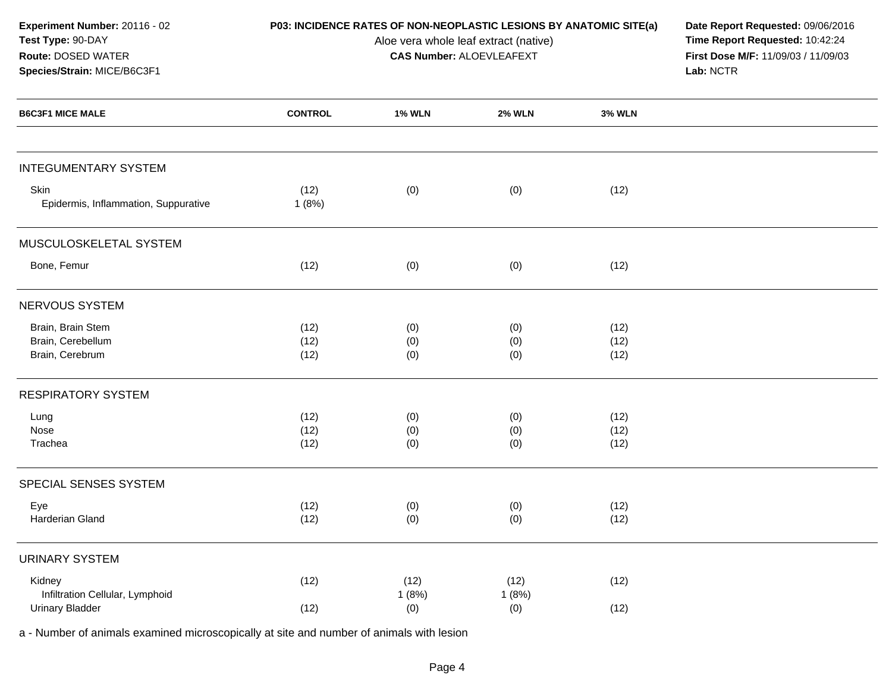**Experiment Number:** 20116 - 02
**Test Type:** 90-DAY
**Route:** DOSED WATER
**Species/Strain:** MICE/B6C3F1

**P03: INCIDENCE RATES OF NON-NEOPLASTIC LESIONS BY ANATOMIC SITE(a)**
Aloe vera whole leaf extract (native)
**CAS Number:** ALOEVLEAFEXT

**Date Report Requested:** 09/06/2016
**Time Report Requested:** 10:42:24
**First Dose M/F:** 11/09/03 / 11/09/03
**Lab:** NCTR

| B6C3F1 MICE MALE | CONTROL | 1% WLN | 2% WLN | 3% WLN |
|---|---|---|---|---|
| **INTEGUMENTARY SYSTEM** | | | | |
| Skin | (12) | (0) | (0) | (12) |
| Epidermis, Inflammation, Suppurative | 1 (8%) | | | |
| **MUSCULOSKELETAL SYSTEM** | | | | |
| Bone, Femur | (12) | (0) | (0) | (12) |
| **NERVOUS SYSTEM** | | | | |
| Brain, Brain Stem | (12) | (0) | (0) | (12) |
| Brain, Cerebellum | (12) | (0) | (0) | (12) |
| Brain, Cerebrum | (12) | (0) | (0) | (12) |
| **RESPIRATORY SYSTEM** | | | | |
| Lung | (12) | (0) | (0) | (12) |
| Nose | (12) | (0) | (0) | (12) |
| Trachea | (12) | (0) | (0) | (12) |
| **SPECIAL SENSES SYSTEM** | | | | |
| Eye | (12) | (0) | (0) | (12) |
| Harderian Gland | (12) | (0) | (0) | (12) |
| **URINARY SYSTEM** | | | | |
| Kidney | (12) | (12) | (12) | (12) |
| Infiltration Cellular, Lymphoid | | 1 (8%) | 1 (8%) | |
| Urinary Bladder | (12) | (0) | (0) | (12) |

a - Number of animals examined microscopically at site and number of animals with lesion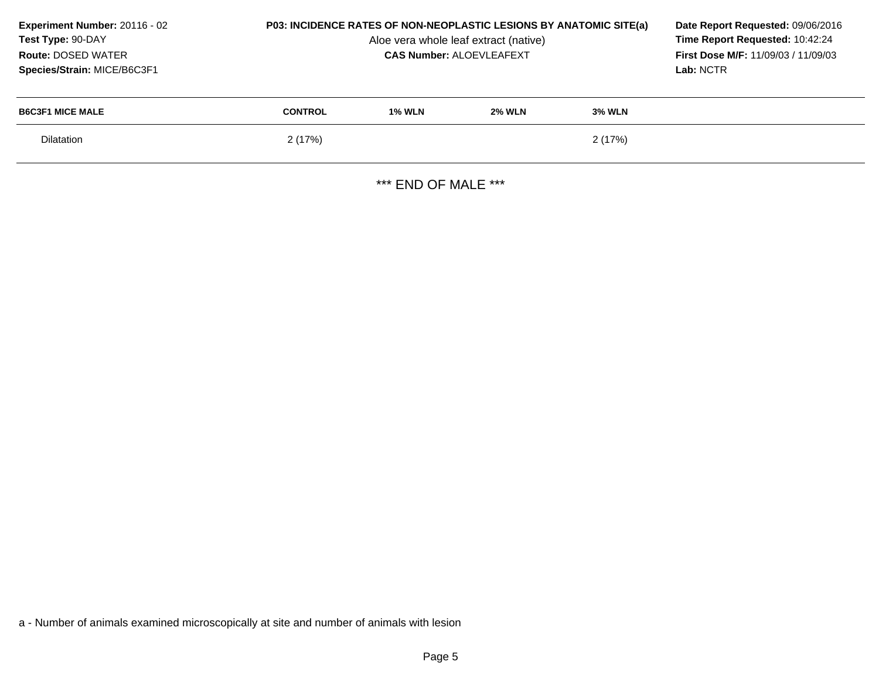**Experiment Number:** 20116 - 02
**Test Type:** 90-DAY
**Route:** DOSED WATER
**Species/Strain:** MICE/B6C3F1

**P03: INCIDENCE RATES OF NON-NEOPLASTIC LESIONS BY ANATOMIC SITE(a)**
Aloe vera whole leaf extract (native)
**CAS Number:** ALOEVLEAFEXT

**Date Report Requested:** 09/06/2016
**Time Report Requested:** 10:42:24
**First Dose M/F:** 11/09/03 / 11/09/03
**Lab:** NCTR

| B6C3F1 MICE MALE | CONTROL | 1% WLN | 2% WLN | 3% WLN |
|---|---|---|---|---|
| Dilatation | 2 (17%) | | | 2 (17%) |

*** END OF MALE ***

a - Number of animals examined microscopically at site and number of animals with lesion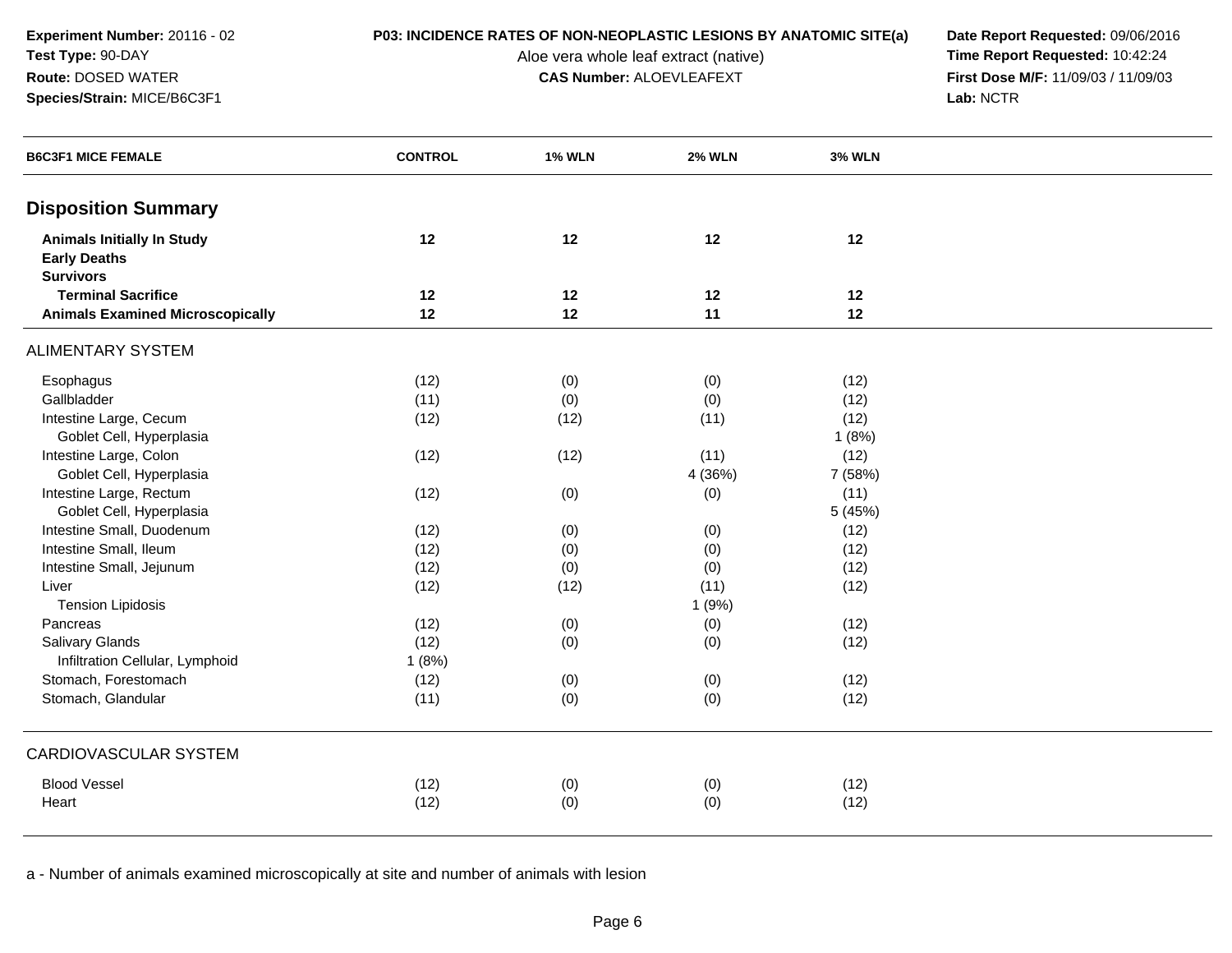**Experiment Number:** 20116 - 02
**Test Type:** 90-DAY
**Route:** DOSED WATER
**Species/Strain:** MICE/B6C3F1

**P03: INCIDENCE RATES OF NON-NEOPLASTIC LESIONS BY ANATOMIC SITE(a)**
Aloe vera whole leaf extract (native)
**CAS Number:** ALOEVLEAFEXT

**Date Report Requested:** 09/06/2016
**Time Report Requested:** 10:42:24
**First Dose M/F:** 11/09/03 / 11/09/03
**Lab:** NCTR

| B6C3F1 MICE FEMALE | CONTROL | 1% WLN | 2% WLN | 3% WLN |
|---|---|---|---|---|
| **Disposition Summary** | | | | |
| **Animals Initially In Study** | **12** | **12** | **12** | **12** |
| **Early Deaths** | | | | |
| **Survivors** | | | | |
| **Terminal Sacrifice** | **12** | **12** | **12** | **12** |
| **Animals Examined Microscopically** | **12** | **12** | **11** | **12** |
| ALIMENTARY SYSTEM | | | | |
| Esophagus | (12) | (0) | (0) | (12) |
| Gallbladder | (11) | (0) | (0) | (12) |
| Intestine Large, Cecum | (12) | (12) | (11) | (12) |
| Goblet Cell, Hyperplasia | | | | 1 (8%) |
| Intestine Large, Colon | (12) | (12) | (11) | (12) |
| Goblet Cell, Hyperplasia | | | 4 (36%) | 7 (58%) |
| Intestine Large, Rectum | (12) | (0) | (0) | (11) |
| Goblet Cell, Hyperplasia | | | | 5 (45%) |
| Intestine Small, Duodenum | (12) | (0) | (0) | (12) |
| Intestine Small, Ileum | (12) | (0) | (0) | (12) |
| Intestine Small, Jejunum | (12) | (0) | (0) | (12) |
| Liver | (12) | (12) | (11) | (12) |
| Tension Lipidosis | | | 1 (9%) | |
| Pancreas | (12) | (0) | (0) | (12) |
| Salivary Glands | (12) | (0) | (0) | (12) |
| Infiltration Cellular, Lymphoid | 1 (8%) | | | |
| Stomach, Forestomach | (12) | (0) | (0) | (12) |
| Stomach, Glandular | (11) | (0) | (0) | (12) |
| CARDIOVASCULAR SYSTEM | | | | |
| Blood Vessel | (12) | (0) | (0) | (12) |
| Heart | (12) | (0) | (0) | (12) |

a - Number of animals examined microscopically at site and number of animals with lesion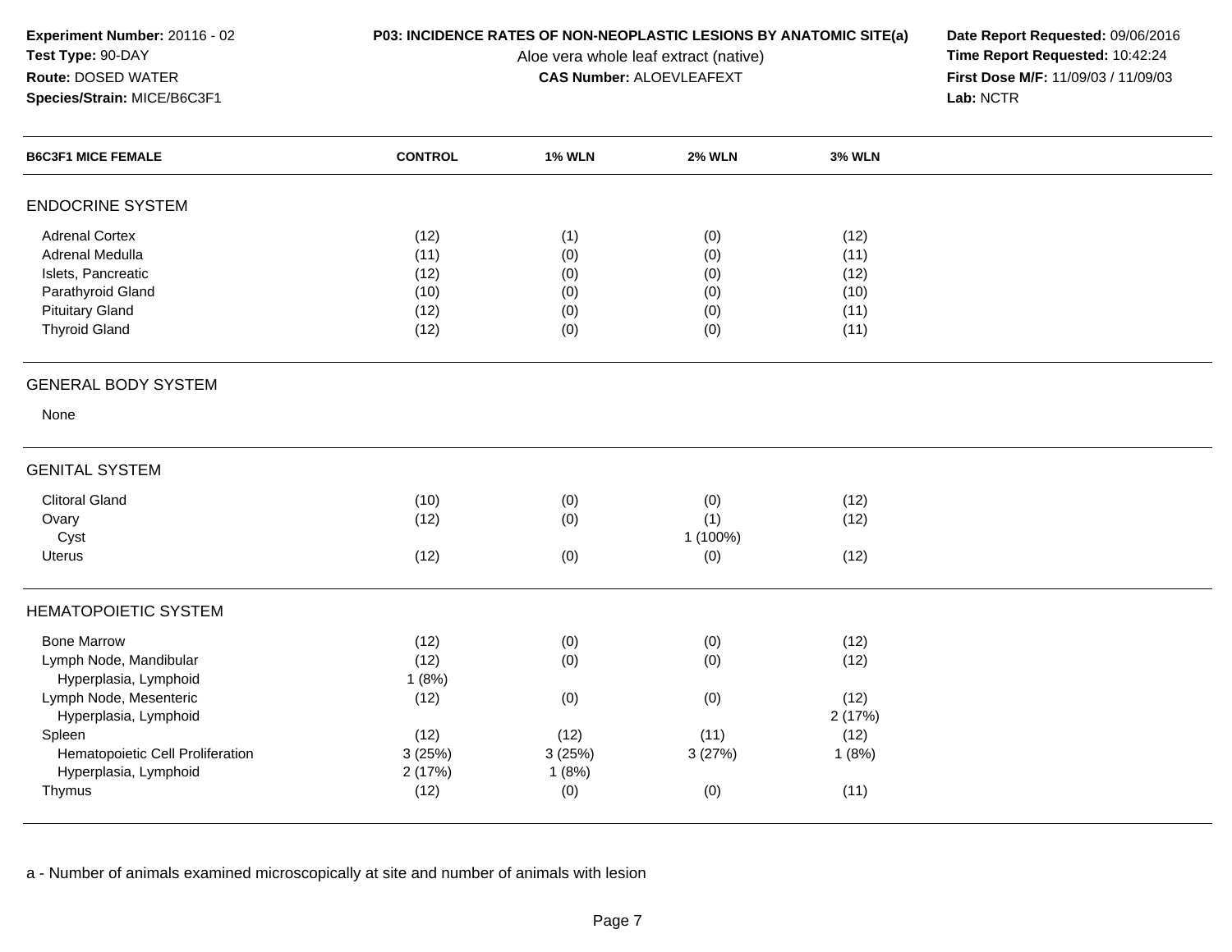**Experiment Number:** 20116 - 02
**Test Type:** 90-DAY
**Route:** DOSED WATER
**Species/Strain:** MICE/B6C3F1

**P03: INCIDENCE RATES OF NON-NEOPLASTIC LESIONS BY ANATOMIC SITE(a)**
Aloe vera whole leaf extract (native)
**CAS Number:** ALOEVLEAFEXT

**Date Report Requested:** 09/06/2016
**Time Report Requested:** 10:42:24
**First Dose M/F:** 11/09/03 / 11/09/03
**Lab:** NCTR

| B6C3F1 MICE FEMALE | CONTROL | 1% WLN | 2% WLN | 3% WLN |
|---|---|---|---|---|
| **ENDOCRINE SYSTEM** | | | | |
| Adrenal Cortex | (12) | (1) | (0) | (12) |
| Adrenal Medulla | (11) | (0) | (0) | (11) |
| Islets, Pancreatic | (12) | (0) | (0) | (12) |
| Parathyroid Gland | (10) | (0) | (0) | (10) |
| Pituitary Gland | (12) | (0) | (0) | (11) |
| Thyroid Gland | (12) | (0) | (0) | (11) |
| **GENERAL BODY SYSTEM** | | | | |
| None | | | | |
| **GENITAL SYSTEM** | | | | |
| Clitoral Gland | (10) | (0) | (0) | (12) |
| Ovary | (12) | (0) | (1) | (12) |
| Cyst | | | 1 (100%) | |
| Uterus | (12) | (0) | (0) | (12) |
| **HEMATOPOIETIC SYSTEM** | | | | |
| Bone Marrow | (12) | (0) | (0) | (12) |
| Lymph Node, Mandibular | (12) | (0) | (0) | (12) |
| Hyperplasia, Lymphoid | 1 (8%) | | | |
| Lymph Node, Mesenteric | (12) | (0) | (0) | (12) |
| Hyperplasia, Lymphoid | | | | 2 (17%) |
| Spleen | (12) | (12) | (11) | (12) |
| Hematopoietic Cell Proliferation | 3 (25%) | 3 (25%) | 3 (27%) | 1 (8%) |
| Hyperplasia, Lymphoid | 2 (17%) | 1 (8%) | | |
| Thymus | (12) | (0) | (0) | (11) |

a - Number of animals examined microscopically at site and number of animals with lesion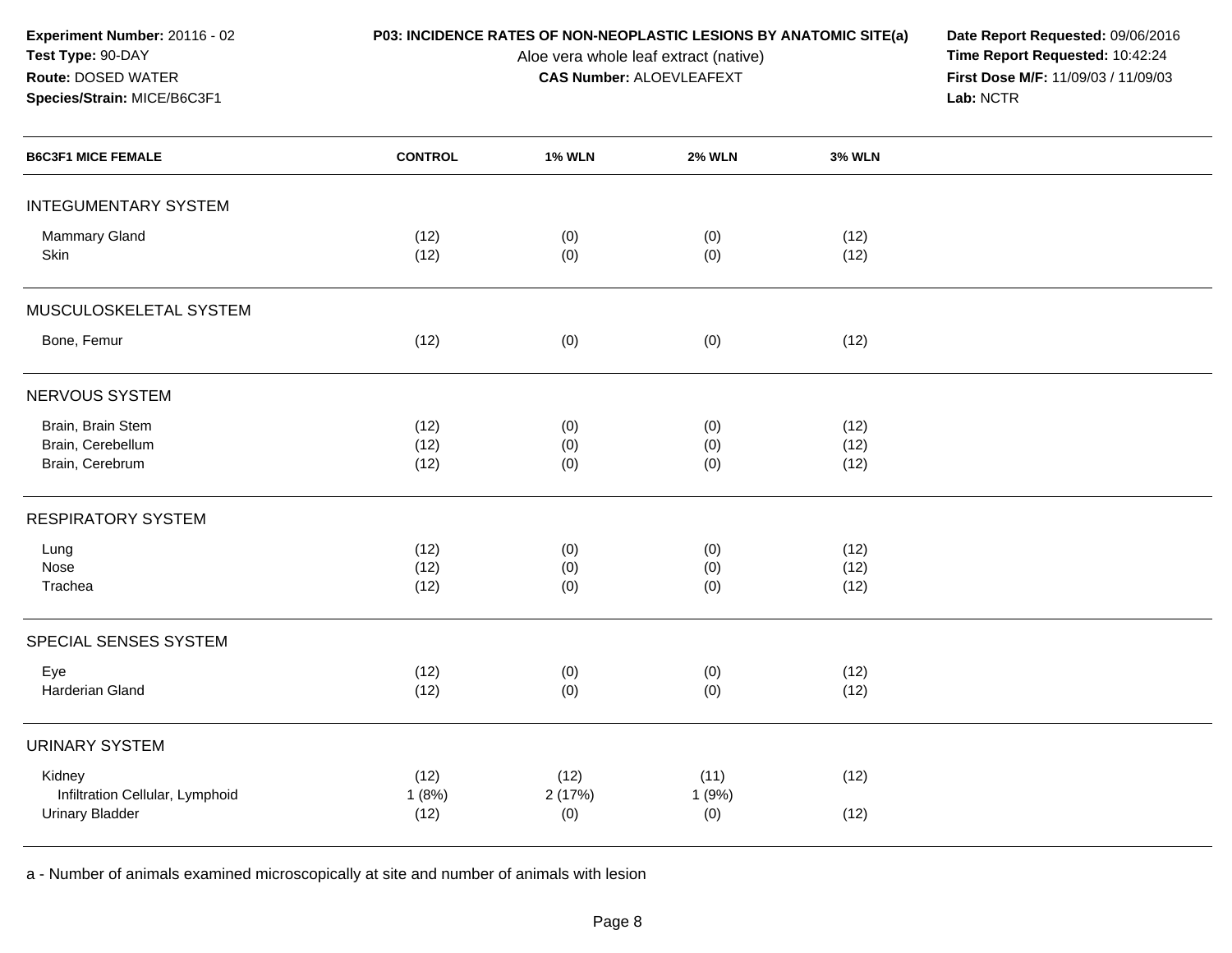**Experiment Number:** 20116 - 02
**Test Type:** 90-DAY
**Route:** DOSED WATER
**Species/Strain:** MICE/B6C3F1

**P03: INCIDENCE RATES OF NON-NEOPLASTIC LESIONS BY ANATOMIC SITE(a)**
Aloe vera whole leaf extract (native)
**CAS Number:** ALOEVLEAFEXT

**Date Report Requested:** 09/06/2016
**Time Report Requested:** 10:42:24
**First Dose M/F:** 11/09/03 / 11/09/03
**Lab:** NCTR

| B6C3F1 MICE FEMALE | CONTROL | 1% WLN | 2% WLN | 3% WLN |
|---|---|---|---|---|
| INTEGUMENTARY SYSTEM | | | | |
| Mammary Gland | (12) | (0) | (0) | (12) |
| Skin | (12) | (0) | (0) | (12) |
| MUSCULOSKELETAL SYSTEM | | | | |
| Bone, Femur | (12) | (0) | (0) | (12) |
| NERVOUS SYSTEM | | | | |
| Brain, Brain Stem | (12) | (0) | (0) | (12) |
| Brain, Cerebellum | (12) | (0) | (0) | (12) |
| Brain, Cerebrum | (12) | (0) | (0) | (12) |
| RESPIRATORY SYSTEM | | | | |
| Lung | (12) | (0) | (0) | (12) |
| Nose | (12) | (0) | (0) | (12) |
| Trachea | (12) | (0) | (0) | (12) |
| SPECIAL SENSES SYSTEM | | | | |
| Eye | (12) | (0) | (0) | (12) |
| Harderian Gland | (12) | (0) | (0) | (12) |
| URINARY SYSTEM | | | | |
| Kidney | (12) | (12) | (11) | (12) |
| Infiltration Cellular, Lymphoid | 1 (8%) | 2 (17%) | 1 (9%) | |
| Urinary Bladder | (12) | (0) | (0) | (12) |

a - Number of animals examined microscopically at site and number of animals with lesion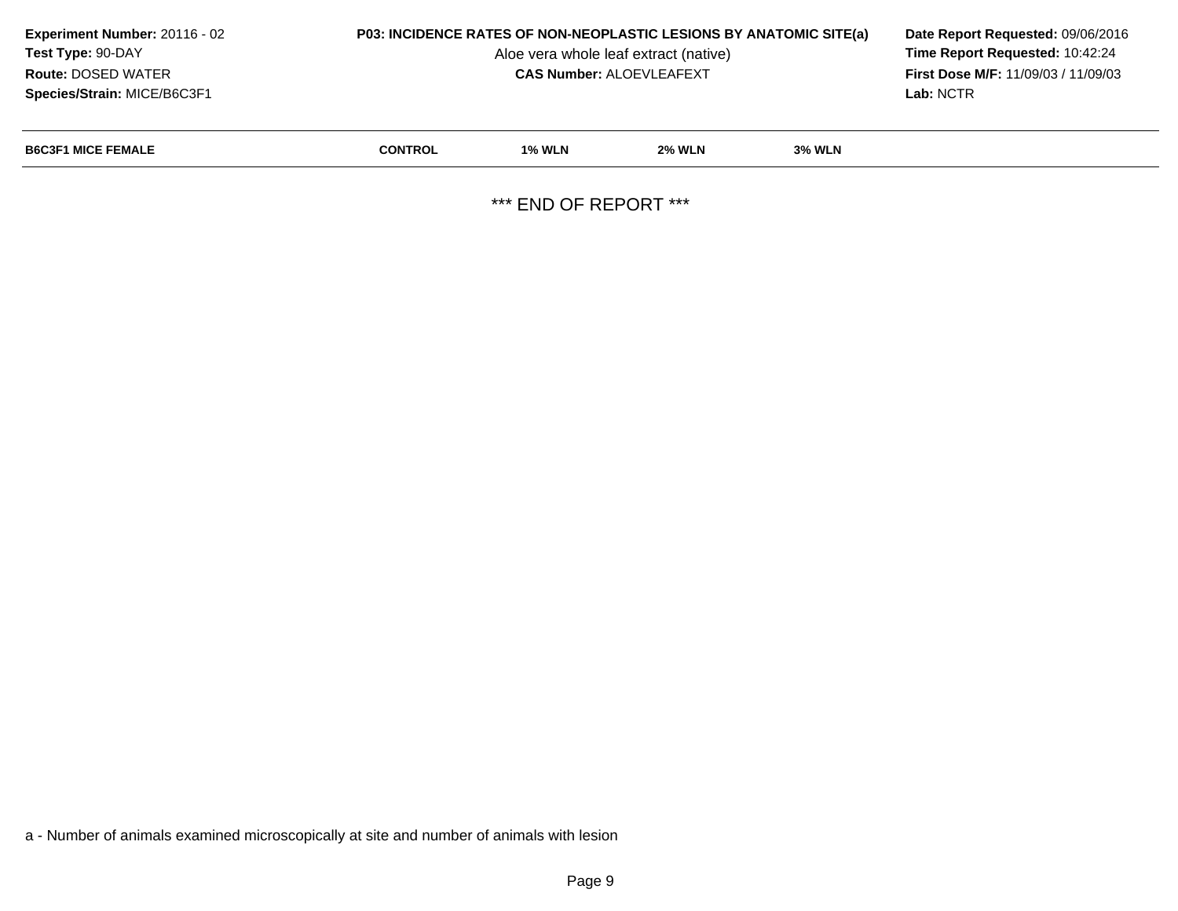**Experiment Number:** 20116 - 02
**Test Type:** 90-DAY
**Route:** DOSED WATER
**Species/Strain:** MICE/B6C3F1

**P03: INCIDENCE RATES OF NON-NEOPLASTIC LESIONS BY ANATOMIC SITE(a)**
Aloe vera whole leaf extract (native)
**CAS Number:** ALOEVLEAFEXT

**Date Report Requested:** 09/06/2016
**Time Report Requested:** 10:42:24
**First Dose M/F:** 11/09/03 / 11/09/03
**Lab:** NCTR

| B6C3F1 MICE FEMALE | CONTROL | 1% WLN | 2% WLN | 3% WLN |
|---|---|---|---|---|

\*\*\* END OF REPORT \*\*\*

a - Number of animals examined microscopically at site and number of animals with lesion